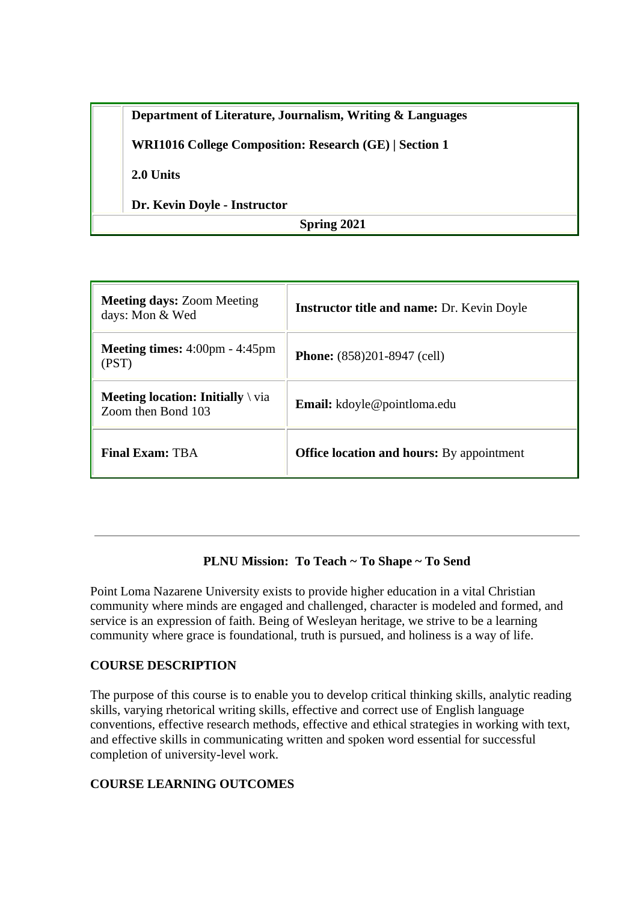| | |
|---|---|
| | **Department of Literature, Journalism, Writing & Languages** |
| | **WRI1016 College Composition: Research (GE) \| Section 1** |
| | **2.0 Units** |
| | **Dr. Kevin Doyle - Instructor** |
| **Spring 2021** | |

| | |
|---|---|
| **Meeting days:** Zoom Meeting days: Mon & Wed | **Instructor title and name:** Dr. Kevin Doyle |
| **Meeting times:** 4:00pm - 4:45pm (PST) | **Phone:** (858)201-8947 (cell) |
| **Meeting location: Initially** \ via Zoom then Bond 103 | **Email:** kdoyle@pointloma.edu |
| **Final Exam:** TBA | **Office location and hours:** By appointment |

---

**PLNU Mission: To Teach ~ To Shape ~ To Send**

Point Loma Nazarene University exists to provide higher education in a vital Christian community where minds are engaged and challenged, character is modeled and formed, and service is an expression of faith. Being of Wesleyan heritage, we strive to be a learning community where grace is foundational, truth is pursued, and holiness is a way of life.

## COURSE DESCRIPTION

The purpose of this course is to enable you to develop critical thinking skills, analytic reading skills, varying rhetorical writing skills, effective and correct use of English language conventions, effective research methods, effective and ethical strategies in working with text, and effective skills in communicating written and spoken word essential for successful completion of university-level work.

## COURSE LEARNING OUTCOMES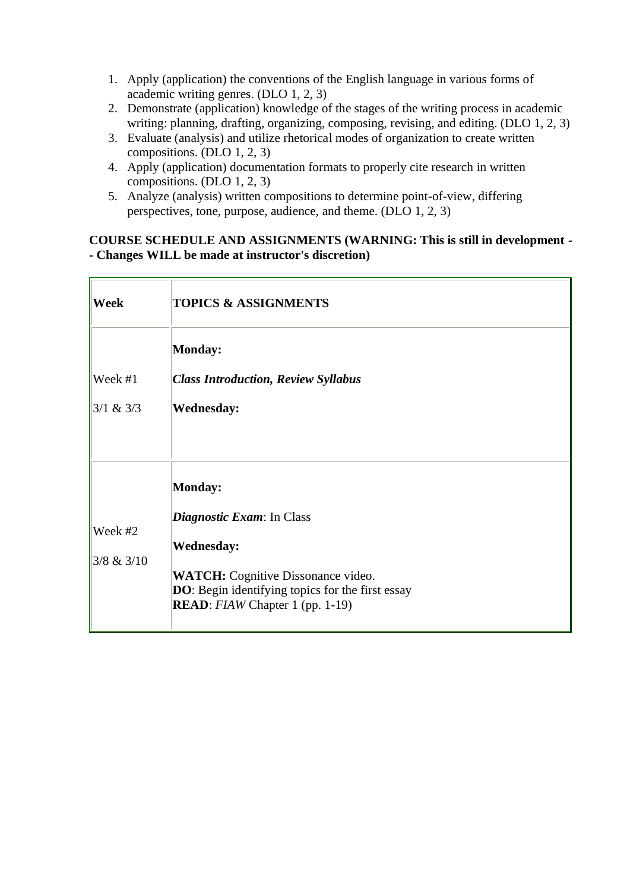1. Apply (application) the conventions of the English language in various forms of academic writing genres. (DLO 1, 2, 3)
2. Demonstrate (application) knowledge of the stages of the writing process in academic writing: planning, drafting, organizing, composing, revising, and editing. (DLO 1, 2, 3)
3. Evaluate (analysis) and utilize rhetorical modes of organization to create written compositions. (DLO 1, 2, 3)
4. Apply (application) documentation formats to properly cite research in written compositions. (DLO 1, 2, 3)
5. Analyze (analysis) written compositions to determine point-of-view, differing perspectives, tone, purpose, audience, and theme. (DLO 1, 2, 3)

**COURSE SCHEDULE AND ASSIGNMENTS (WARNING: This is still in development -- Changes WILL be made at instructor's discretion)**

| **Week** | **TOPICS & ASSIGNMENTS** |
|---|---|
| Week #1<br><br>3/1 & 3/3 | **Monday:**<br><br>***Class Introduction, Review Syllabus***<br><br>**Wednesday:** |
| Week #2<br><br>3/8 & 3/10 | **Monday:**<br><br>***Diagnostic Exam***: In Class<br><br>**Wednesday:**<br><br>**WATCH:** Cognitive Dissonance video.<br>**DO**: Begin identifying topics for the first essay<br>**READ**: *FIAW* Chapter 1 (pp. 1-19) |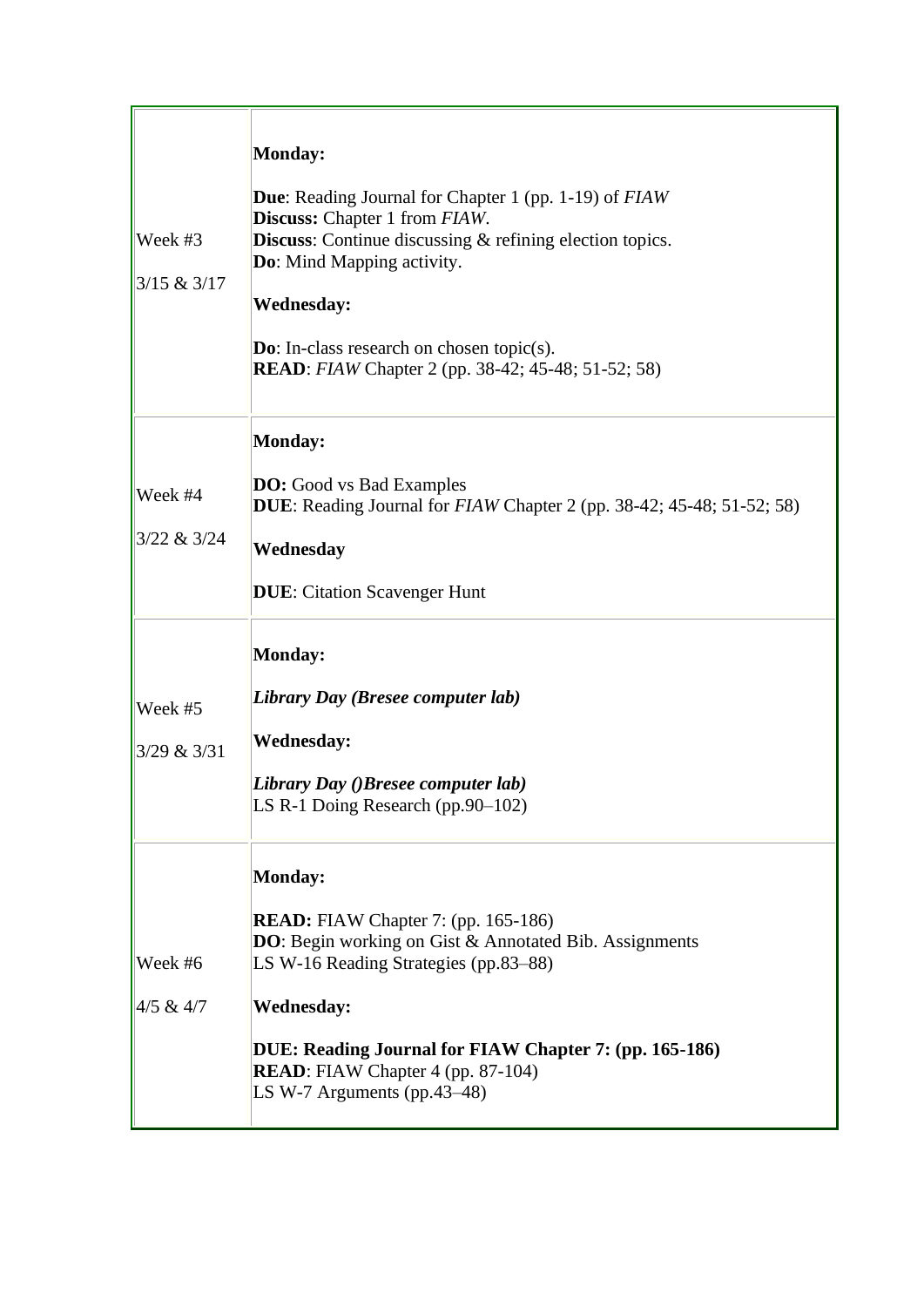| | |
|---|---|
| Week #3<br><br>3/15 & 3/17 | **Monday:**<br><br>**Due**: Reading Journal for Chapter 1 (pp. 1-19) of *FIAW*<br>**Discuss:** Chapter 1 from *FIAW*.<br>**Discuss**: Continue discussing & refining election topics.<br>**Do**: Mind Mapping activity.<br><br>**Wednesday:**<br><br>**Do**: In-class research on chosen topic(s).<br>**READ**: *FIAW* Chapter 2 (pp. 38-42; 45-48; 51-52; 58) |
| Week #4<br><br>3/22 & 3/24 | **Monday:**<br><br>**DO:** Good vs Bad Examples<br>**DUE**: Reading Journal for *FIAW* Chapter 2 (pp. 38-42; 45-48; 51-52; 58)<br><br>**Wednesday**<br><br>**DUE**: Citation Scavenger Hunt |
| Week #5<br><br>3/29 & 3/31 | **Monday:**<br><br>***Library Day (Bresee computer lab)***<br><br>**Wednesday:**<br><br>***Library Day ()Bresee computer lab)***<br>LS R-1 Doing Research (pp.90–102) |
| Week #6<br><br>4/5 & 4/7 | **Monday:**<br><br>**READ:** FIAW Chapter 7: (pp. 165-186)<br>**DO**: Begin working on Gist & Annotated Bib. Assignments<br>LS W-16 Reading Strategies (pp.83–88)<br><br>**Wednesday:**<br><br>**DUE: Reading Journal for FIAW Chapter 7: (pp. 165-186)**<br>**READ**: FIAW Chapter 4 (pp. 87-104)<br>LS W-7 Arguments (pp.43–48) |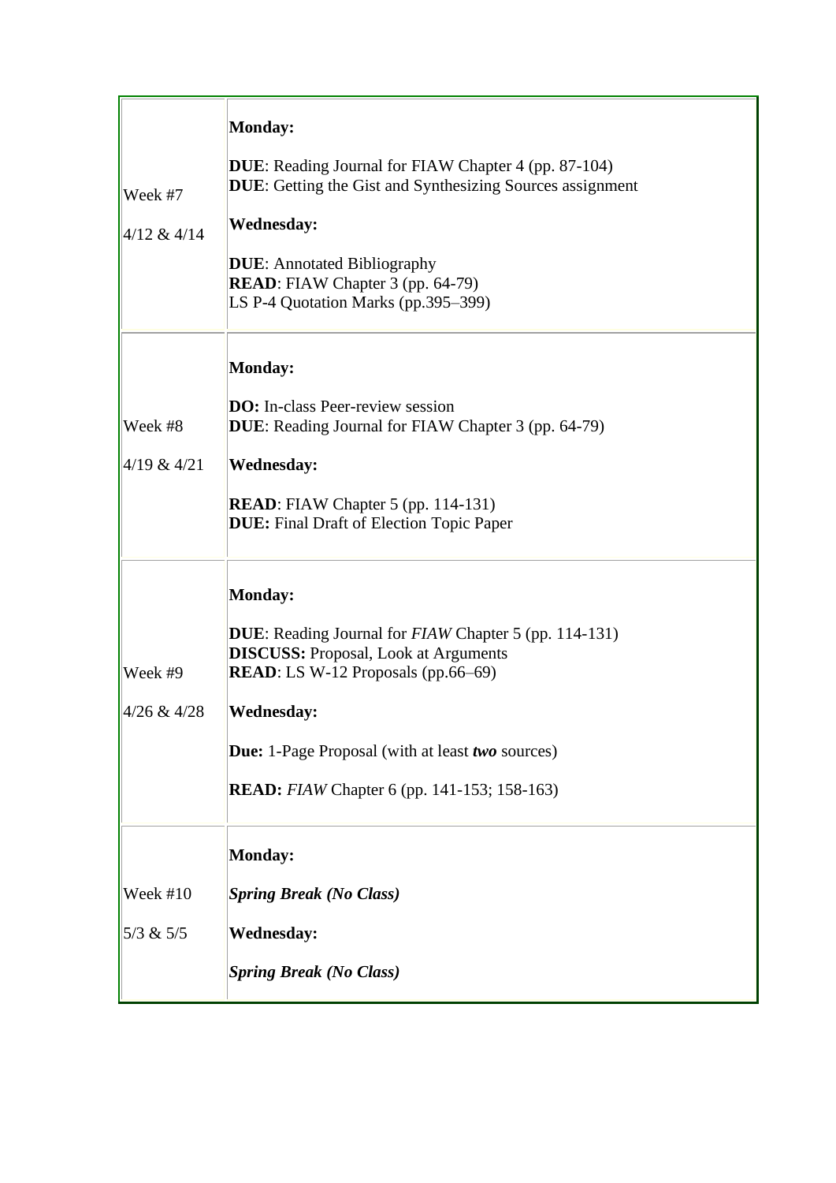| | |
|---|---|
| Week #7<br><br>4/12 & 4/14 | **Monday:**<br><br>**DUE**: Reading Journal for FIAW Chapter 4 (pp. 87-104)<br>**DUE**: Getting the Gist and Synthesizing Sources assignment<br><br>**Wednesday:**<br><br>**DUE**: Annotated Bibliography<br>**READ**: FIAW Chapter 3 (pp. 64-79)<br>LS P-4 Quotation Marks (pp.395–399) |
| Week #8<br><br>4/19 & 4/21 | **Monday:**<br><br>**DO:** In-class Peer-review session<br>**DUE**: Reading Journal for FIAW Chapter 3 (pp. 64-79)<br><br>**Wednesday:**<br><br>**READ**: FIAW Chapter 5 (pp. 114-131)<br>**DUE:** Final Draft of Election Topic Paper |
| Week #9<br><br>4/26 & 4/28 | **Monday:**<br><br>**DUE**: Reading Journal for *FIAW* Chapter 5 (pp. 114-131)<br>**DISCUSS:** Proposal, Look at Arguments<br>**READ**: LS W-12 Proposals (pp.66–69)<br><br>**Wednesday:**<br><br>**Due:** 1-Page Proposal (with at least ***two*** sources)<br><br>**READ:** *FIAW* Chapter 6 (pp. 141-153; 158-163) |
| Week #10<br><br>5/3 & 5/5 | **Monday:**<br><br>***Spring Break (No Class)***<br><br>**Wednesday:**<br><br>***Spring Break (No Class)*** |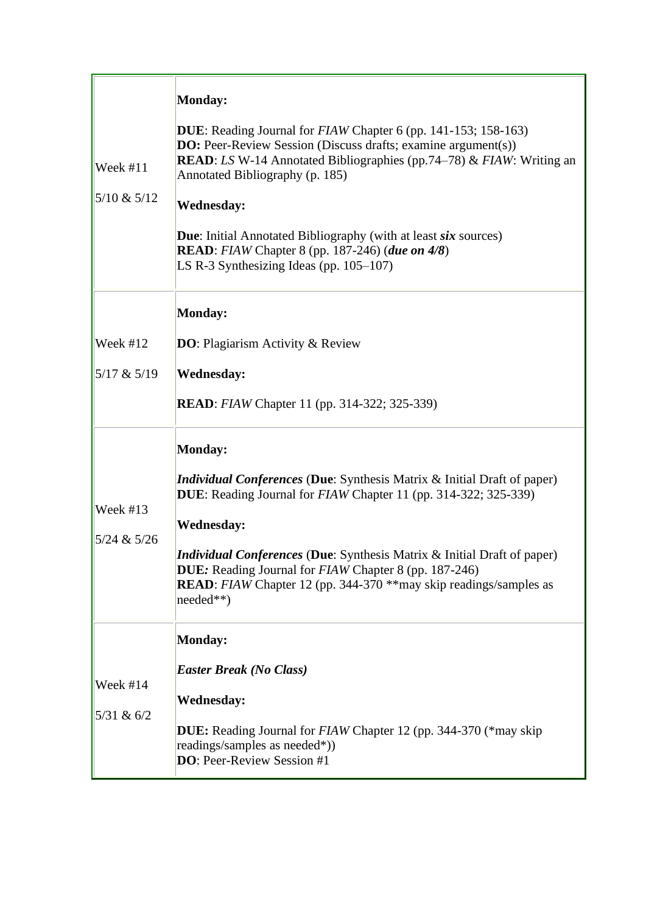| | |
|---|---|
| Week #11<br><br>5/10 & 5/12 | **Monday:**<br><br>**DUE**: Reading Journal for *FIAW* Chapter 6 (pp. 141-153; 158-163)<br>**DO:** Peer-Review Session (Discuss drafts; examine argument(s))<br>**READ**: *LS* W-14 Annotated Bibliographies (pp.74–78) & *FIAW*: Writing an Annotated Bibliography (p. 185)<br><br>**Wednesday:**<br><br>**Due**: Initial Annotated Bibliography (with at least ***six*** sources)<br>**READ**: *FIAW* Chapter 8 (pp. 187-246) (***due on 4/8***)<br>LS R-3 Synthesizing Ideas (pp. 105–107) |
| Week #12<br><br>5/17 & 5/19 | **Monday:**<br><br>**DO**: Plagiarism Activity & Review<br><br>**Wednesday:**<br><br>**READ**: *FIAW* Chapter 11 (pp. 314-322; 325-339) |
| Week #13<br><br>5/24 & 5/26 | **Monday:**<br><br>***Individual Conferences*** (**Due**: Synthesis Matrix & Initial Draft of paper)<br>**DUE**: Reading Journal for *FIAW* Chapter 11 (pp. 314-322; 325-339)<br><br>**Wednesday:**<br><br>***Individual Conferences*** (**Due**: Synthesis Matrix & Initial Draft of paper)<br>**DUE:** Reading Journal for *FIAW* Chapter 8 (pp. 187-246)<br>**READ**: *FIAW* Chapter 12 (pp. 344-370 **may skip readings/samples as needed**) |
| Week #14<br><br>5/31 & 6/2 | **Monday:**<br><br>***Easter Break (No Class)***<br><br>**Wednesday:**<br><br>**DUE:** Reading Journal for *FIAW* Chapter 12 (pp. 344-370 (*may skip readings/samples as needed*))<br>**DO**: Peer-Review Session #1 |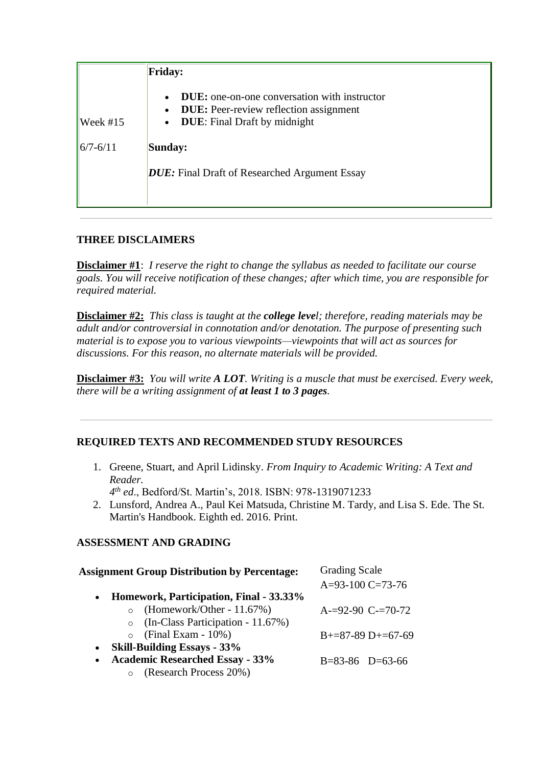| Week #15<br>6/7-6/11 | **Friday:**<br>• **DUE:** one-on-one conversation with instructor<br>• **DUE:** Peer-review reflection assignment<br>• **DUE**: Final Draft by midnight<br>**Sunday:**<br>***DUE:*** Final Draft of Researched Argument Essay |
|---|---|

---

**THREE DISCLAIMERS**

**Disclaimer #1**: *I reserve the right to change the syllabus as needed to facilitate our course goals. You will receive notification of these changes; after which time, you are responsible for required material.*

**Disclaimer #2:** *This class is taught at the **college leve**l; therefore, reading materials may be adult and/or controversial in connotation and/or denotation. The purpose of presenting such material is to expose you to various viewpoints—viewpoints that will act as sources for discussions. For this reason, no alternate materials will be provided.*

**Disclaimer #3:** *You will write **A LOT**. Writing is a muscle that must be exercised. Every week, there will be a writing assignment of **at least 1 to 3 pages**.*

---

**REQUIRED TEXTS AND RECOMMENDED STUDY RESOURCES**

1. Greene, Stuart, and April Lidinsky. *From Inquiry to Academic Writing: A Text and Reader.* *4th ed*., Bedford/St. Martin's, 2018. ISBN: 978-1319071233
2. Lunsford, Andrea A., Paul Kei Matsuda, Christine M. Tardy, and Lisa S. Ede. The St. Martin's Handbook. Eighth ed. 2016. Print.

**ASSESSMENT AND GRADING**

**Assignment Group Distribution by Percentage:**

- **Homework, Participation, Final - 33.33%**
  - (Homework/Other - 11.67%)
  - (In-Class Participation - 11.67%)
  - (Final Exam - 10%)
- **Skill-Building Essays - 33%**
- **Academic Researched Essay - 33%**
  - (Research Process 20%)

Grading Scale

A=93-100 C=73-76

A-=92-90 C-=70-72

B+=87-89 D+=67-69

B=83-86 D=63-66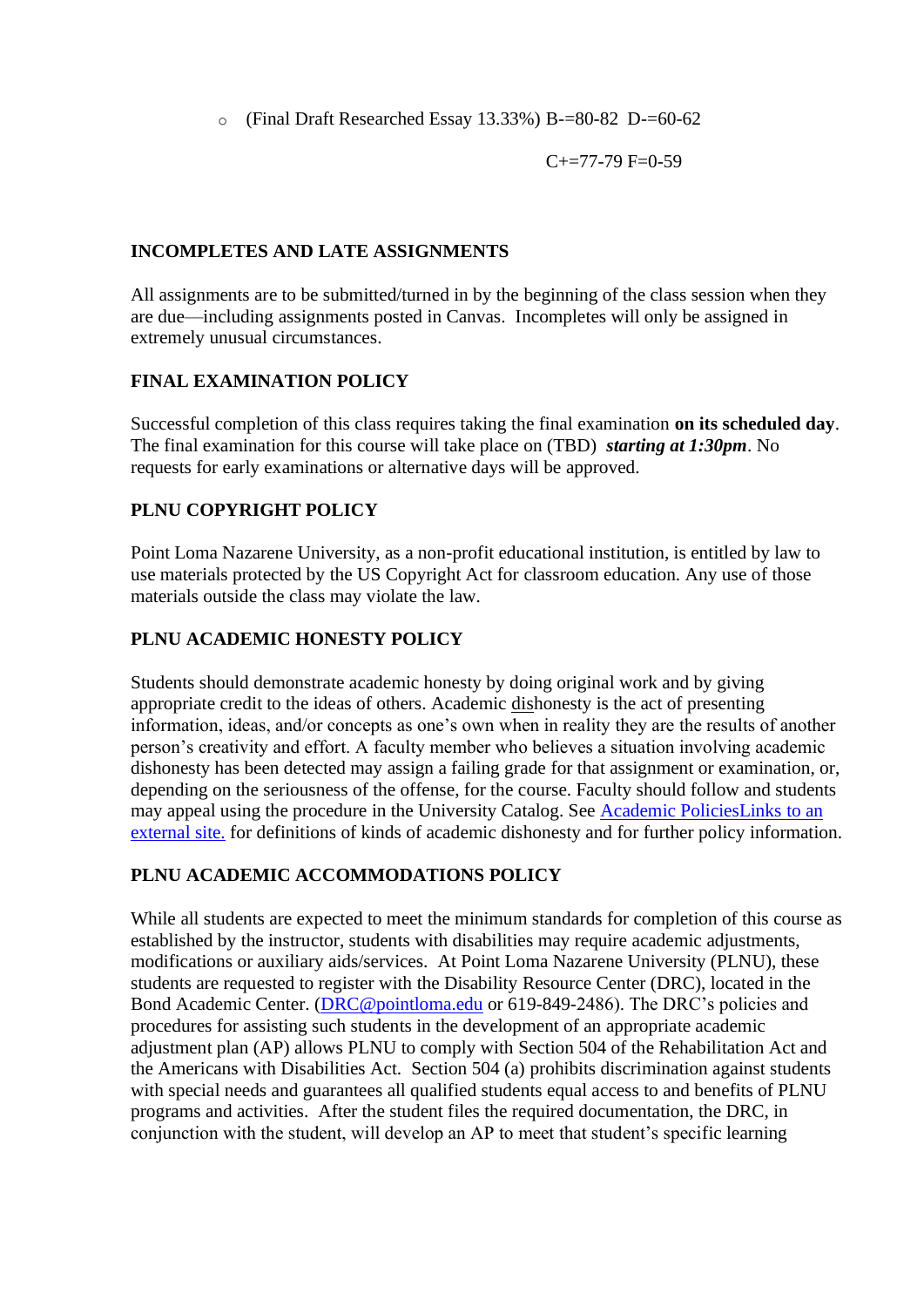- (Final Draft Researched Essay 13.33%) B-=80-82 D-=60-62

  C+=77-79 F=0-59

**INCOMPLETES AND LATE ASSIGNMENTS**

All assignments are to be submitted/turned in by the beginning of the class session when they are due—including assignments posted in Canvas. Incompletes will only be assigned in extremely unusual circumstances.

**FINAL EXAMINATION POLICY**

Successful completion of this class requires taking the final examination **on its scheduled day**. The final examination for this course will take place on (TBD) ***starting at 1:30pm***. No requests for early examinations or alternative days will be approved.

**PLNU COPYRIGHT POLICY**

Point Loma Nazarene University, as a non-profit educational institution, is entitled by law to use materials protected by the US Copyright Act for classroom education. Any use of those materials outside the class may violate the law.

**PLNU ACADEMIC HONESTY POLICY**

Students should demonstrate academic honesty by doing original work and by giving appropriate credit to the ideas of others. Academic dishonesty is the act of presenting information, ideas, and/or concepts as one's own when in reality they are the results of another person's creativity and effort. A faculty member who believes a situation involving academic dishonesty has been detected may assign a failing grade for that assignment or examination, or, depending on the seriousness of the offense, for the course. Faculty should follow and students may appeal using the procedure in the University Catalog. See Academic PoliciesLinks to an external site. for definitions of kinds of academic dishonesty and for further policy information.

**PLNU ACADEMIC ACCOMMODATIONS POLICY**

While all students are expected to meet the minimum standards for completion of this course as established by the instructor, students with disabilities may require academic adjustments, modifications or auxiliary aids/services. At Point Loma Nazarene University (PLNU), these students are requested to register with the Disability Resource Center (DRC), located in the Bond Academic Center. (DRC@pointloma.edu or 619-849-2486). The DRC's policies and procedures for assisting such students in the development of an appropriate academic adjustment plan (AP) allows PLNU to comply with Section 504 of the Rehabilitation Act and the Americans with Disabilities Act. Section 504 (a) prohibits discrimination against students with special needs and guarantees all qualified students equal access to and benefits of PLNU programs and activities. After the student files the required documentation, the DRC, in conjunction with the student, will develop an AP to meet that student's specific learning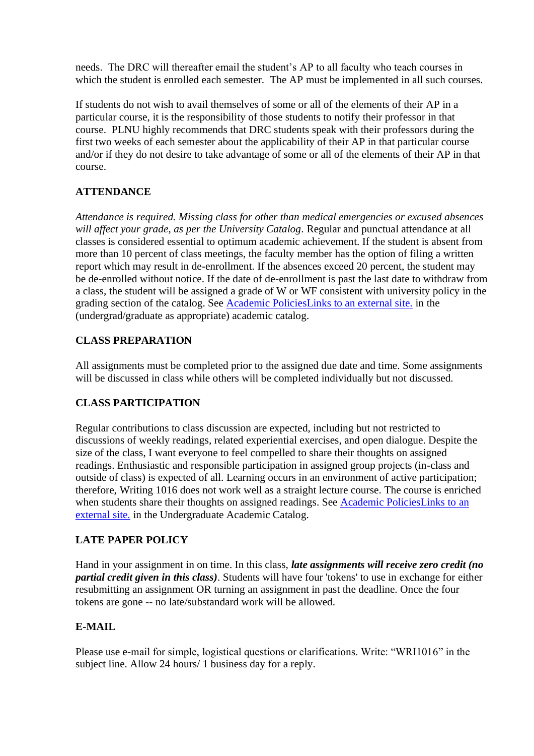needs. The DRC will thereafter email the student's AP to all faculty who teach courses in which the student is enrolled each semester. The AP must be implemented in all such courses.

If students do not wish to avail themselves of some or all of the elements of their AP in a particular course, it is the responsibility of those students to notify their professor in that course. PLNU highly recommends that DRC students speak with their professors during the first two weeks of each semester about the applicability of their AP in that particular course and/or if they do not desire to take advantage of some or all of the elements of their AP in that course.

**ATTENDANCE**

*Attendance is required. Missing class for other than medical emergencies or excused absences will affect your grade, as per the University Catalog*. Regular and punctual attendance at all classes is considered essential to optimum academic achievement. If the student is absent from more than 10 percent of class meetings, the faculty member has the option of filing a written report which may result in de-enrollment. If the absences exceed 20 percent, the student may be de-enrolled without notice. If the date of de-enrollment is past the last date to withdraw from a class, the student will be assigned a grade of W or WF consistent with university policy in the grading section of the catalog. See Academic PoliciesLinks to an external site. in the (undergrad/graduate as appropriate) academic catalog.

**CLASS PREPARATION**

All assignments must be completed prior to the assigned due date and time. Some assignments will be discussed in class while others will be completed individually but not discussed.

**CLASS PARTICIPATION**

Regular contributions to class discussion are expected, including but not restricted to discussions of weekly readings, related experiential exercises, and open dialogue. Despite the size of the class, I want everyone to feel compelled to share their thoughts on assigned readings. Enthusiastic and responsible participation in assigned group projects (in-class and outside of class) is expected of all. Learning occurs in an environment of active participation; therefore, Writing 1016 does not work well as a straight lecture course. The course is enriched when students share their thoughts on assigned readings. See Academic PoliciesLinks to an external site. in the Undergraduate Academic Catalog.

**LATE PAPER POLICY**

Hand in your assignment in on time. In this class, ***late assignments will receive zero credit (no partial credit given in this class)***. Students will have four 'tokens' to use in exchange for either resubmitting an assignment OR turning an assignment in past the deadline. Once the four tokens are gone -- no late/substandard work will be allowed.

**E-MAIL**

Please use e-mail for simple, logistical questions or clarifications. Write: "WRI1016" in the subject line. Allow 24 hours/ 1 business day for a reply.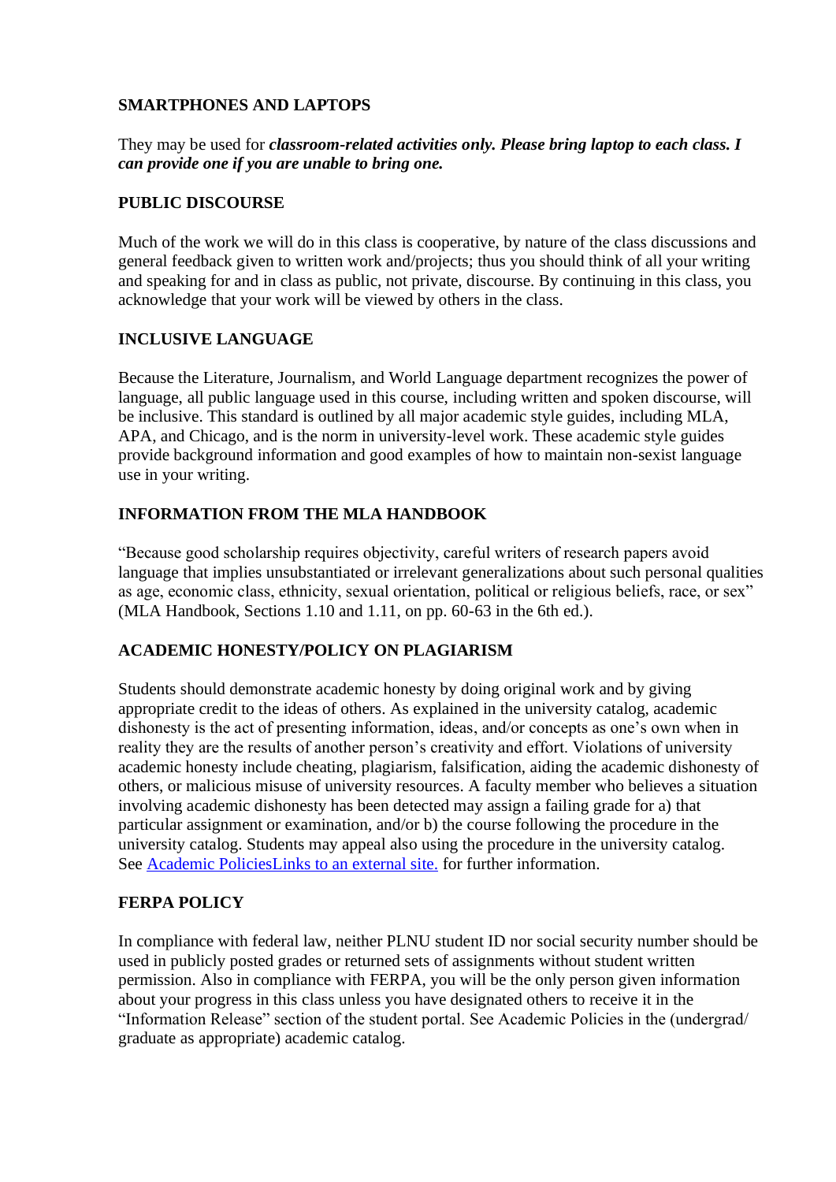### SMARTPHONES AND LAPTOPS

They may be used for ***classroom-related activities only. Please bring laptop to each class. I can provide one if you are unable to bring one.***

### PUBLIC DISCOURSE

Much of the work we will do in this class is cooperative, by nature of the class discussions and general feedback given to written work and/projects; thus you should think of all your writing and speaking for and in class as public, not private, discourse. By continuing in this class, you acknowledge that your work will be viewed by others in the class.

### INCLUSIVE LANGUAGE

Because the Literature, Journalism, and World Language department recognizes the power of language, all public language used in this course, including written and spoken discourse, will be inclusive. This standard is outlined by all major academic style guides, including MLA, APA, and Chicago, and is the norm in university-level work. These academic style guides provide background information and good examples of how to maintain non-sexist language use in your writing.

### INFORMATION FROM THE MLA HANDBOOK

"Because good scholarship requires objectivity, careful writers of research papers avoid language that implies unsubstantiated or irrelevant generalizations about such personal qualities as age, economic class, ethnicity, sexual orientation, political or religious beliefs, race, or sex" (MLA Handbook, Sections 1.10 and 1.11, on pp. 60-63 in the 6th ed.).

### ACADEMIC HONESTY/POLICY ON PLAGIARISM

Students should demonstrate academic honesty by doing original work and by giving appropriate credit to the ideas of others. As explained in the university catalog, academic dishonesty is the act of presenting information, ideas, and/or concepts as one's own when in reality they are the results of another person's creativity and effort. Violations of university academic honesty include cheating, plagiarism, falsification, aiding the academic dishonesty of others, or malicious misuse of university resources. A faculty member who believes a situation involving academic dishonesty has been detected may assign a failing grade for a) that particular assignment or examination, and/or b) the course following the procedure in the university catalog. Students may appeal also using the procedure in the university catalog. See Academic PoliciesLinks to an external site. for further information.

### FERPA POLICY

In compliance with federal law, neither PLNU student ID nor social security number should be used in publicly posted grades or returned sets of assignments without student written permission. Also in compliance with FERPA, you will be the only person given information about your progress in this class unless you have designated others to receive it in the "Information Release" section of the student portal. See Academic Policies in the (undergrad/ graduate as appropriate) academic catalog.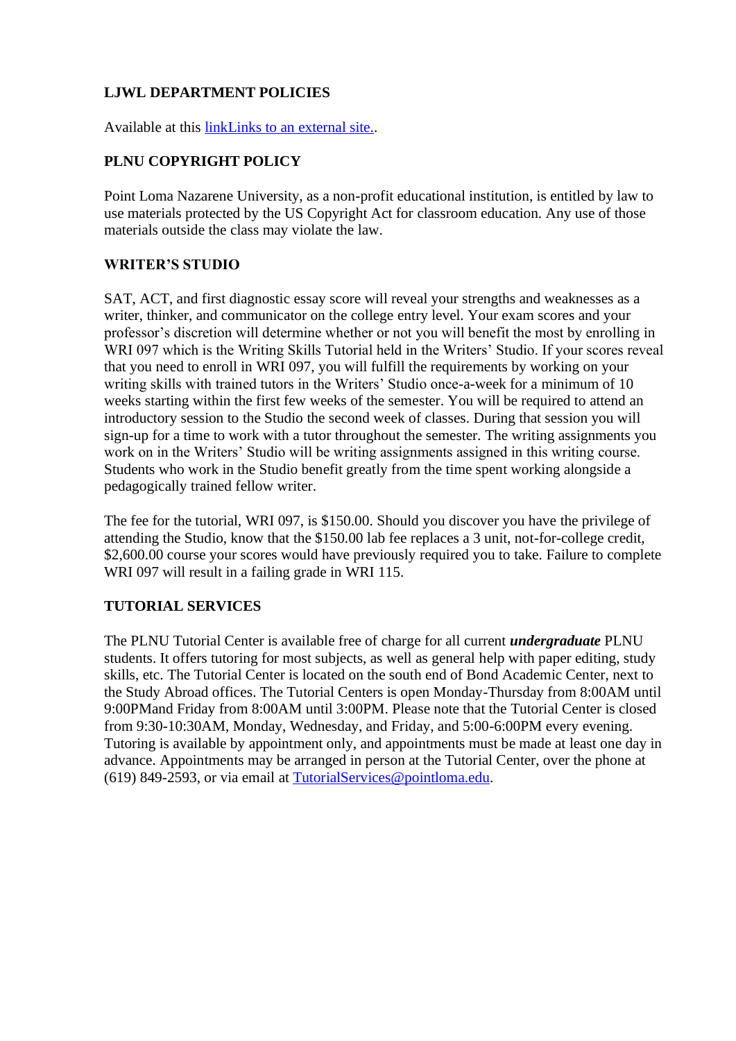### LJWL DEPARTMENT POLICIES

Available at this [linkLinks to an external site.]().

### PLNU COPYRIGHT POLICY

Point Loma Nazarene University, as a non-profit educational institution, is entitled by law to use materials protected by the US Copyright Act for classroom education. Any use of those materials outside the class may violate the law.

### WRITER'S STUDIO

SAT, ACT, and first diagnostic essay score will reveal your strengths and weaknesses as a writer, thinker, and communicator on the college entry level. Your exam scores and your professor's discretion will determine whether or not you will benefit the most by enrolling in WRI 097 which is the Writing Skills Tutorial held in the Writers' Studio. If your scores reveal that you need to enroll in WRI 097, you will fulfill the requirements by working on your writing skills with trained tutors in the Writers' Studio once-a-week for a minimum of 10 weeks starting within the first few weeks of the semester. You will be required to attend an introductory session to the Studio the second week of classes. During that session you will sign-up for a time to work with a tutor throughout the semester. The writing assignments you work on in the Writers' Studio will be writing assignments assigned in this writing course. Students who work in the Studio benefit greatly from the time spent working alongside a pedagogically trained fellow writer.

The fee for the tutorial, WRI 097, is $150.00. Should you discover you have the privilege of attending the Studio, know that the $150.00 lab fee replaces a 3 unit, not-for-college credit, $2,600.00 course your scores would have previously required you to take. Failure to complete WRI 097 will result in a failing grade in WRI 115.

### TUTORIAL SERVICES

The PLNU Tutorial Center is available free of charge for all current ***undergraduate*** PLNU students. It offers tutoring for most subjects, as well as general help with paper editing, study skills, etc. The Tutorial Center is located on the south end of Bond Academic Center, next to the Study Abroad offices. The Tutorial Centers is open Monday-Thursday from 8:00AM until 9:00PMand Friday from 8:00AM until 3:00PM. Please note that the Tutorial Center is closed from 9:30-10:30AM, Monday, Wednesday, and Friday, and 5:00-6:00PM every evening. Tutoring is available by appointment only, and appointments must be made at least one day in advance. Appointments may be arranged in person at the Tutorial Center, over the phone at (619) 849-2593, or via email at [TutorialServices@pointloma.edu](mailto:TutorialServices@pointloma.edu).